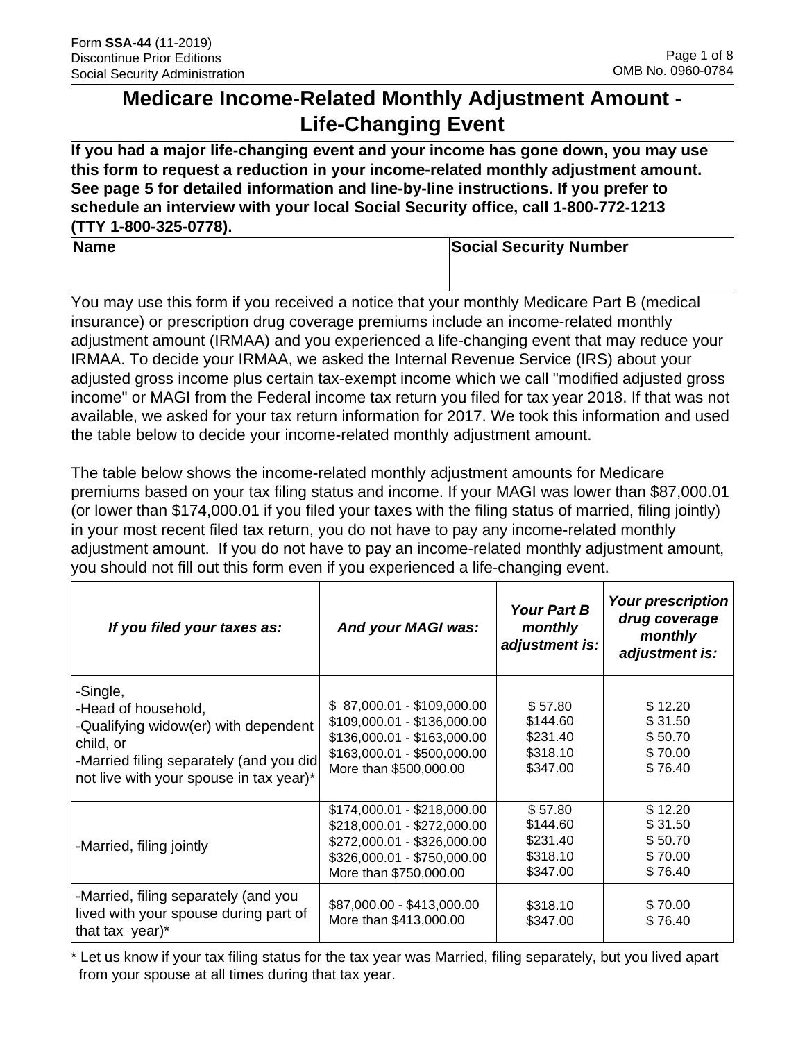Form **SSA-44** (11-2019)
Discontinue Prior Editions
Social Security Administration

OMB No. 0960-0784

# Medicare Income-Related Monthly Adjustment Amount - Life-Changing Event

**If you had a major life-changing event and your income has gone down, you may use this form to request a reduction in your income-related monthly adjustment amount. See page 5 for detailed information and line-by-line instructions. If you prefer to schedule an interview with your local Social Security office, call 1-800-772-1213 (TTY 1-800-325-0778).**

| Name | Social Security Number |
|---|---|
| | |

You may use this form if you received a notice that your monthly Medicare Part B (medical insurance) or prescription drug coverage premiums include an income-related monthly adjustment amount (IRMAA) and you experienced a life-changing event that may reduce your IRMAA. To decide your IRMAA, we asked the Internal Revenue Service (IRS) about your adjusted gross income plus certain tax-exempt income which we call "modified adjusted gross income" or MAGI from the Federal income tax return you filed for tax year 2018. If that was not available, we asked for your tax return information for 2017. We took this information and used the table below to decide your income-related monthly adjustment amount.

The table below shows the income-related monthly adjustment amounts for Medicare premiums based on your tax filing status and income. If your MAGI was lower than $87,000.01 (or lower than $174,000.01 if you filed your taxes with the filing status of married, filing jointly) in your most recent filed tax return, you do not have to pay any income-related monthly adjustment amount. If you do not have to pay an income-related monthly adjustment amount, you should not fill out this form even if you experienced a life-changing event.

| *If you filed your taxes as:* | *And your MAGI was:* | *Your Part B monthly adjustment is:* | *Your prescription drug coverage monthly adjustment is:* |
|---|---|---|---|
| -Single,<br>-Head of household,<br>-Qualifying widow(er) with dependent child, or<br>-Married filing separately (and you did not live with your spouse in tax year)* | $ 87,000.01 - $109,000.00<br>$109,000.01 - $136,000.00<br>$136,000.01 - $163,000.00<br>$163,000.01 - $500,000.00<br>More than $500,000.00 | $ 57.80<br>$144.60<br>$231.40<br>$318.10<br>$347.00 | $ 12.20<br>$ 31.50<br>$ 50.70<br>$ 70.00<br>$ 76.40 |
| -Married, filing jointly | $174,000.01 - $218,000.00<br>$218,000.01 - $272,000.00<br>$272,000.01 - $326,000.00<br>$326,000.01 - $750,000.00<br>More than $750,000.00 | $ 57.80<br>$144.60<br>$231.40<br>$318.10<br>$347.00 | $ 12.20<br>$ 31.50<br>$ 50.70<br>$ 70.00<br>$ 76.40 |
| -Married, filing separately (and you lived with your spouse during part of that tax year)* | $87,000.00 - $413,000.00<br>More than $413,000.00 | $318.10<br>$347.00 | $ 70.00<br>$ 76.40 |

* Let us know if your tax filing status for the tax year was Married, filing separately, but you lived apart from your spouse at all times during that tax year.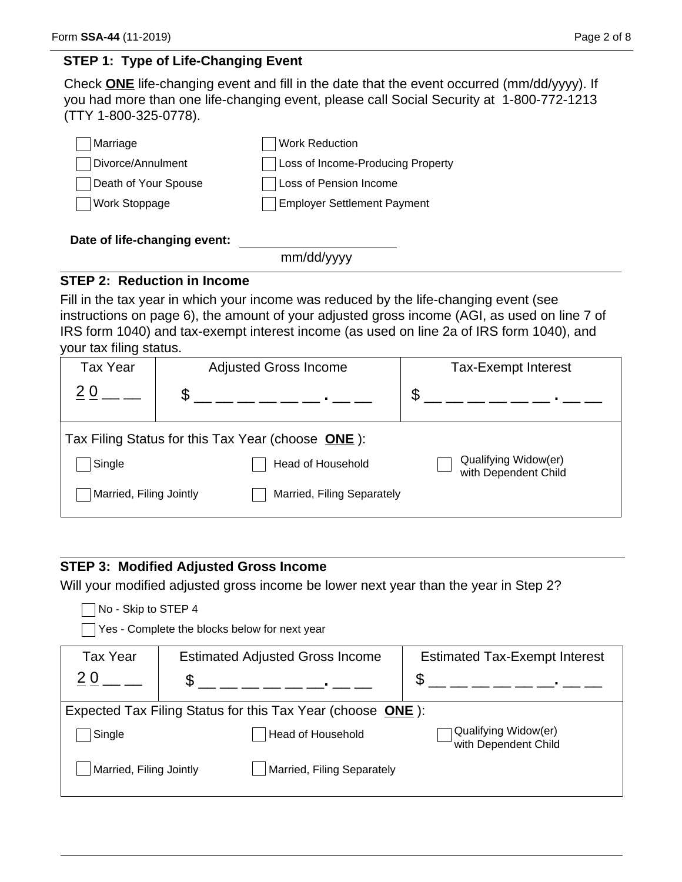## STEP 1: Type of Life-Changing Event

Check **ONE** life-changing event and fill in the date that the event occurred (mm/dd/yyyy). If you had more than one life-changing event, please call Social Security at 1-800-772-1213 (TTY 1-800-325-0778).

- ☐ Marriage
- ☐ Divorce/Annulment
- ☐ Death of Your Spouse
- ☐ Work Stoppage
- ☐ Work Reduction
- ☐ Loss of Income-Producing Property
- ☐ Loss of Pension Income
- ☐ Employer Settlement Payment

**Date of life-changing event:** ______________________
mm/dd/yyyy

## STEP 2: Reduction in Income

Fill in the tax year in which your income was reduced by the life-changing event (see instructions on page 6), the amount of your adjusted gross income (AGI, as used on line 7 of IRS form 1040) and tax-exempt interest income (as used on line 2a of IRS form 1040), and your tax filing status.

| Tax Year | Adjusted Gross Income | Tax-Exempt Interest |
|---|---|---|
| 2 0 __ __ | $ __ __ __ __ __ __ . __ __ | $ __ __ __ __ __ __ . __ __ |

Tax Filing Status for this Tax Year (choose **ONE**):

- ☐ Single
- ☐ Head of Household
- ☐ Qualifying Widow(er) with Dependent Child
- ☐ Married, Filing Jointly
- ☐ Married, Filing Separately

## STEP 3: Modified Adjusted Gross Income

Will your modified adjusted gross income be lower next year than the year in Step 2?

- ☐ No - Skip to STEP 4
- ☐ Yes - Complete the blocks below for next year

| Tax Year | Estimated Adjusted Gross Income | Estimated Tax-Exempt Interest |
|---|---|---|
| 2 0 __ __ | $ __ __ __ __ __ __. __ __ | $ __ __ __ __ __ __. __ __ |

Expected Tax Filing Status for this Tax Year (choose **ONE**):

- ☐ Single
- ☐ Head of Household
- ☐ Qualifying Widow(er) with Dependent Child
- ☐ Married, Filing Jointly
- ☐ Married, Filing Separately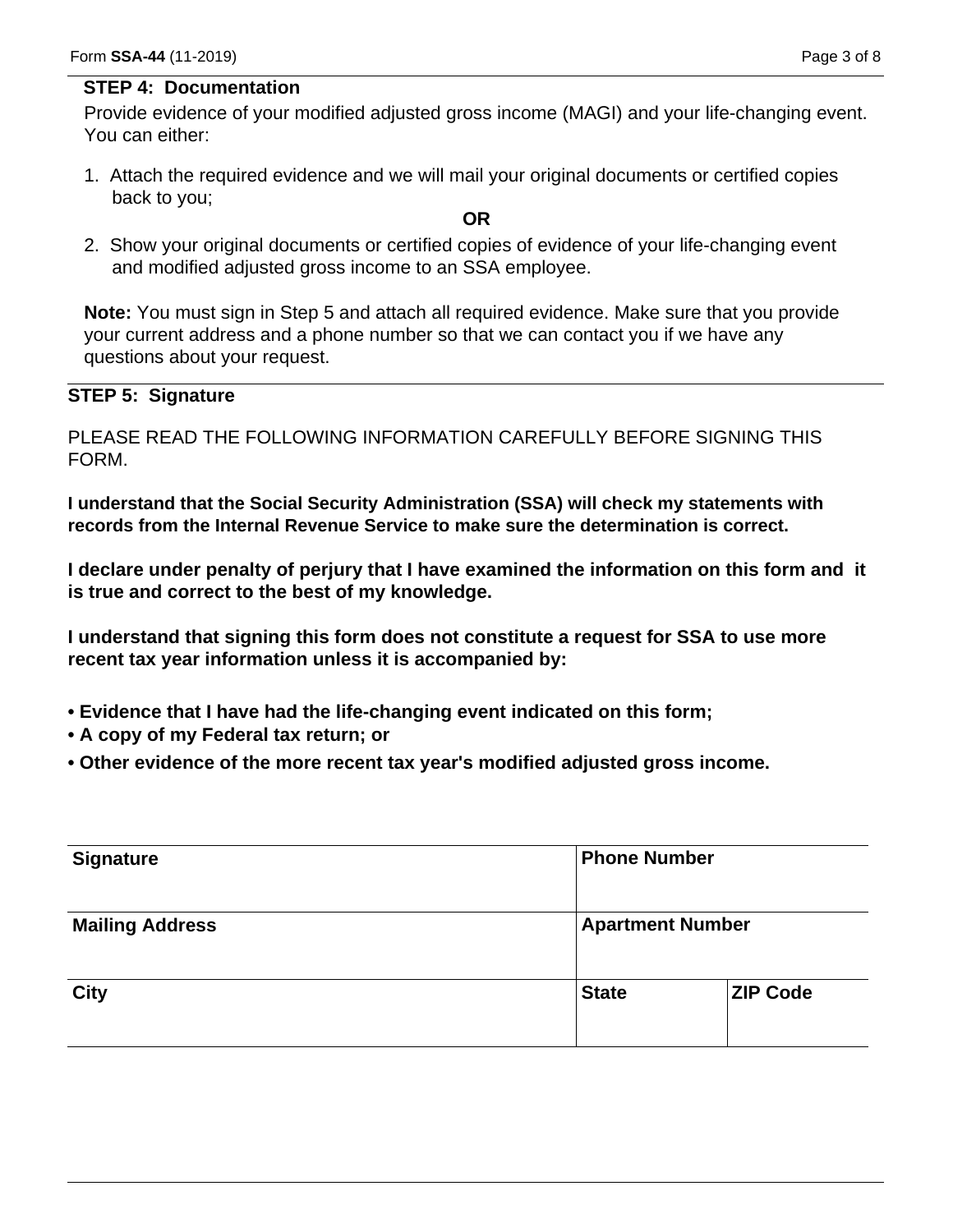## STEP 4: Documentation

Provide evidence of your modified adjusted gross income (MAGI) and your life-changing event. You can either:

1. Attach the required evidence and we will mail your original documents or certified copies back to you;

**OR**

2. Show your original documents or certified copies of evidence of your life-changing event and modified adjusted gross income to an SSA employee.

**Note:** You must sign in Step 5 and attach all required evidence. Make sure that you provide your current address and a phone number so that we can contact you if we have any questions about your request.

## STEP 5: Signature

PLEASE READ THE FOLLOWING INFORMATION CAREFULLY BEFORE SIGNING THIS FORM.

**I understand that the Social Security Administration (SSA) will check my statements with records from the Internal Revenue Service to make sure the determination is correct.**

**I declare under penalty of perjury that I have examined the information on this form and it is true and correct to the best of my knowledge.**

**I understand that signing this form does not constitute a request for SSA to use more recent tax year information unless it is accompanied by:**

- **Evidence that I have had the life-changing event indicated on this form;**
- **A copy of my Federal tax return; or**
- **Other evidence of the more recent tax year's modified adjusted gross income.**

| **Signature** | **Phone Number** | |
|---|---|---|
| **Mailing Address** | **Apartment Number** | |
| **City** | **State** | **ZIP Code** |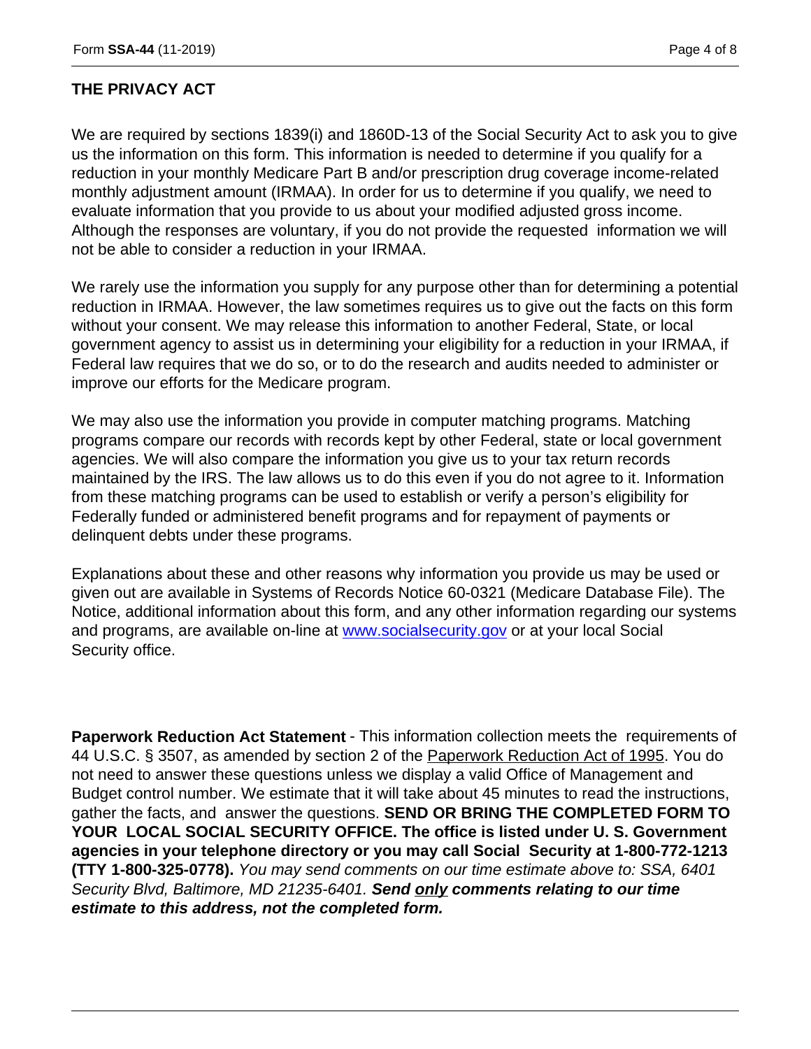## THE PRIVACY ACT

We are required by sections 1839(i) and 1860D-13 of the Social Security Act to ask you to give us the information on this form. This information is needed to determine if you qualify for a reduction in your monthly Medicare Part B and/or prescription drug coverage income-related monthly adjustment amount (IRMAA). In order for us to determine if you qualify, we need to evaluate information that you provide to us about your modified adjusted gross income. Although the responses are voluntary, if you do not provide the requested information we will not be able to consider a reduction in your IRMAA.

We rarely use the information you supply for any purpose other than for determining a potential reduction in IRMAA. However, the law sometimes requires us to give out the facts on this form without your consent. We may release this information to another Federal, State, or local government agency to assist us in determining your eligibility for a reduction in your IRMAA, if Federal law requires that we do so, or to do the research and audits needed to administer or improve our efforts for the Medicare program.

We may also use the information you provide in computer matching programs. Matching programs compare our records with records kept by other Federal, state or local government agencies. We will also compare the information you give us to your tax return records maintained by the IRS. The law allows us to do this even if you do not agree to it. Information from these matching programs can be used to establish or verify a person's eligibility for Federally funded or administered benefit programs and for repayment of payments or delinquent debts under these programs.

Explanations about these and other reasons why information you provide us may be used or given out are available in Systems of Records Notice 60-0321 (Medicare Database File). The Notice, additional information about this form, and any other information regarding our systems and programs, are available on-line at www.socialsecurity.gov or at your local Social Security office.

**Paperwork Reduction Act Statement** - This information collection meets the requirements of 44 U.S.C. § 3507, as amended by section 2 of the Paperwork Reduction Act of 1995. You do not need to answer these questions unless we display a valid Office of Management and Budget control number. We estimate that it will take about 45 minutes to read the instructions, gather the facts, and answer the questions. **SEND OR BRING THE COMPLETED FORM TO YOUR LOCAL SOCIAL SECURITY OFFICE. The office is listed under U. S. Government agencies in your telephone directory or you may call Social Security at 1-800-772-1213 (TTY 1-800-325-0778).** *You may send comments on our time estimate above to: SSA, 6401 Security Blvd, Baltimore, MD 21235-6401.* ***Send only comments relating to our time estimate to this address, not the completed form.***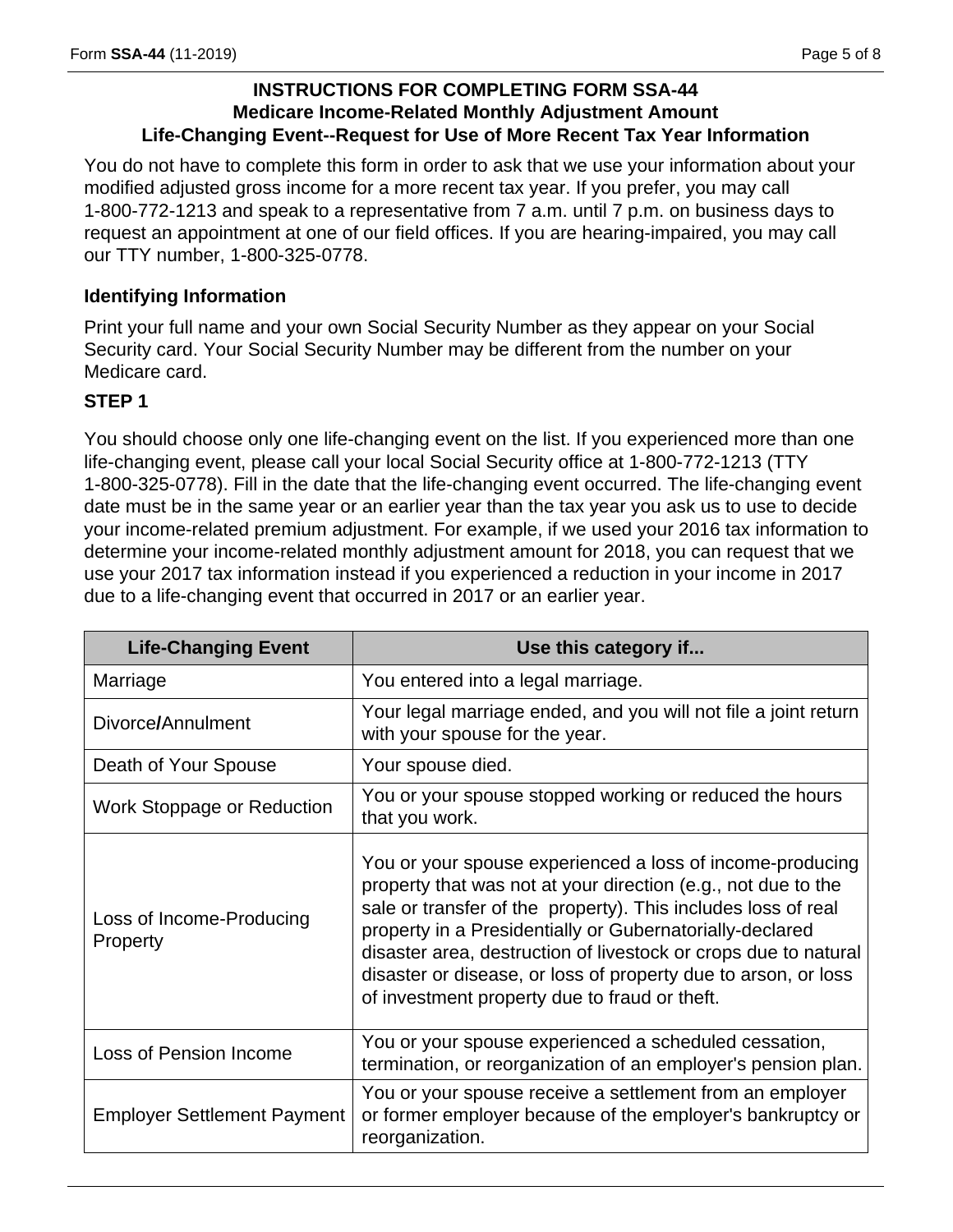# INSTRUCTIONS FOR COMPLETING FORM SSA-44
## Medicare Income-Related Monthly Adjustment Amount
## Life-Changing Event--Request for Use of More Recent Tax Year Information

You do not have to complete this form in order to ask that we use your information about your modified adjusted gross income for a more recent tax year. If you prefer, you may call 1-800-772-1213 and speak to a representative from 7 a.m. until 7 p.m. on business days to request an appointment at one of our field offices. If you are hearing-impaired, you may call our TTY number, 1-800-325-0778.

### Identifying Information

Print your full name and your own Social Security Number as they appear on your Social Security card. Your Social Security Number may be different from the number on your Medicare card.

### STEP 1

You should choose only one life-changing event on the list. If you experienced more than one life-changing event, please call your local Social Security office at 1-800-772-1213 (TTY 1-800-325-0778). Fill in the date that the life-changing event occurred. The life-changing event date must be in the same year or an earlier year than the tax year you ask us to use to decide your income-related premium adjustment. For example, if we used your 2016 tax information to determine your income-related monthly adjustment amount for 2018, you can request that we use your 2017 tax information instead if you experienced a reduction in your income in 2017 due to a life-changing event that occurred in 2017 or an earlier year.

| Life-Changing Event | Use this category if... |
|---|---|
| Marriage | You entered into a legal marriage. |
| Divorce/Annulment | Your legal marriage ended, and you will not file a joint return with your spouse for the year. |
| Death of Your Spouse | Your spouse died. |
| Work Stoppage or Reduction | You or your spouse stopped working or reduced the hours that you work. |
| Loss of Income-Producing Property | You or your spouse experienced a loss of income-producing property that was not at your direction (e.g., not due to the sale or transfer of the property). This includes loss of real property in a Presidentially or Gubernatorially-declared disaster area, destruction of livestock or crops due to natural disaster or disease, or loss of property due to arson, or loss of investment property due to fraud or theft. |
| Loss of Pension Income | You or your spouse experienced a scheduled cessation, termination, or reorganization of an employer's pension plan. |
| Employer Settlement Payment | You or your spouse receive a settlement from an employer or former employer because of the employer's bankruptcy or reorganization. |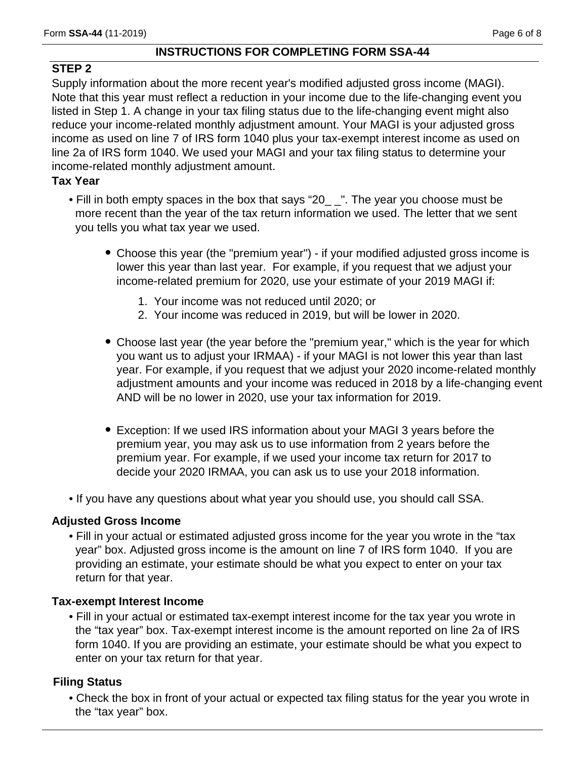## INSTRUCTIONS FOR COMPLETING FORM SSA-44

### STEP 2

Supply information about the more recent year's modified adjusted gross income (MAGI). Note that this year must reflect a reduction in your income due to the life-changing event you listed in Step 1. A change in your tax filing status due to the life-changing event might also reduce your income-related monthly adjustment amount. Your MAGI is your adjusted gross income as used on line 7 of IRS form 1040 plus your tax-exempt interest income as used on line 2a of IRS form 1040. We used your MAGI and your tax filing status to determine your income-related monthly adjustment amount.

**Tax Year**

- Fill in both empty spaces in the box that says “20_ _". The year you choose must be more recent than the year of the tax return information we used. The letter that we sent you tells you what tax year we used.
  - Choose this year (the "premium year") - if your modified adjusted gross income is lower this year than last year. For example, if you request that we adjust your income-related premium for 2020, use your estimate of your 2019 MAGI if:
    1. Your income was not reduced until 2020; or
    2. Your income was reduced in 2019, but will be lower in 2020.
  - Choose last year (the year before the "premium year," which is the year for which you want us to adjust your IRMAA) - if your MAGI is not lower this year than last year. For example, if you request that we adjust your 2020 income-related monthly adjustment amounts and your income was reduced in 2018 by a life-changing event AND will be no lower in 2020, use your tax information for 2019.
  - Exception: If we used IRS information about your MAGI 3 years before the premium year, you may ask us to use information from 2 years before the premium year. For example, if we used your income tax return for 2017 to decide your 2020 IRMAA, you can ask us to use your 2018 information.
- If you have any questions about what year you should use, you should call SSA.

**Adjusted Gross Income**

- Fill in your actual or estimated adjusted gross income for the year you wrote in the “tax year” box. Adjusted gross income is the amount on line 7 of IRS form 1040. If you are providing an estimate, your estimate should be what you expect to enter on your tax return for that year.

**Tax-exempt Interest Income**

- Fill in your actual or estimated tax-exempt interest income for the tax year you wrote in the “tax year” box. Tax-exempt interest income is the amount reported on line 2a of IRS form 1040. If you are providing an estimate, your estimate should be what you expect to enter on your tax return for that year.

**Filing Status**

- Check the box in front of your actual or expected tax filing status for the year you wrote in the “tax year” box.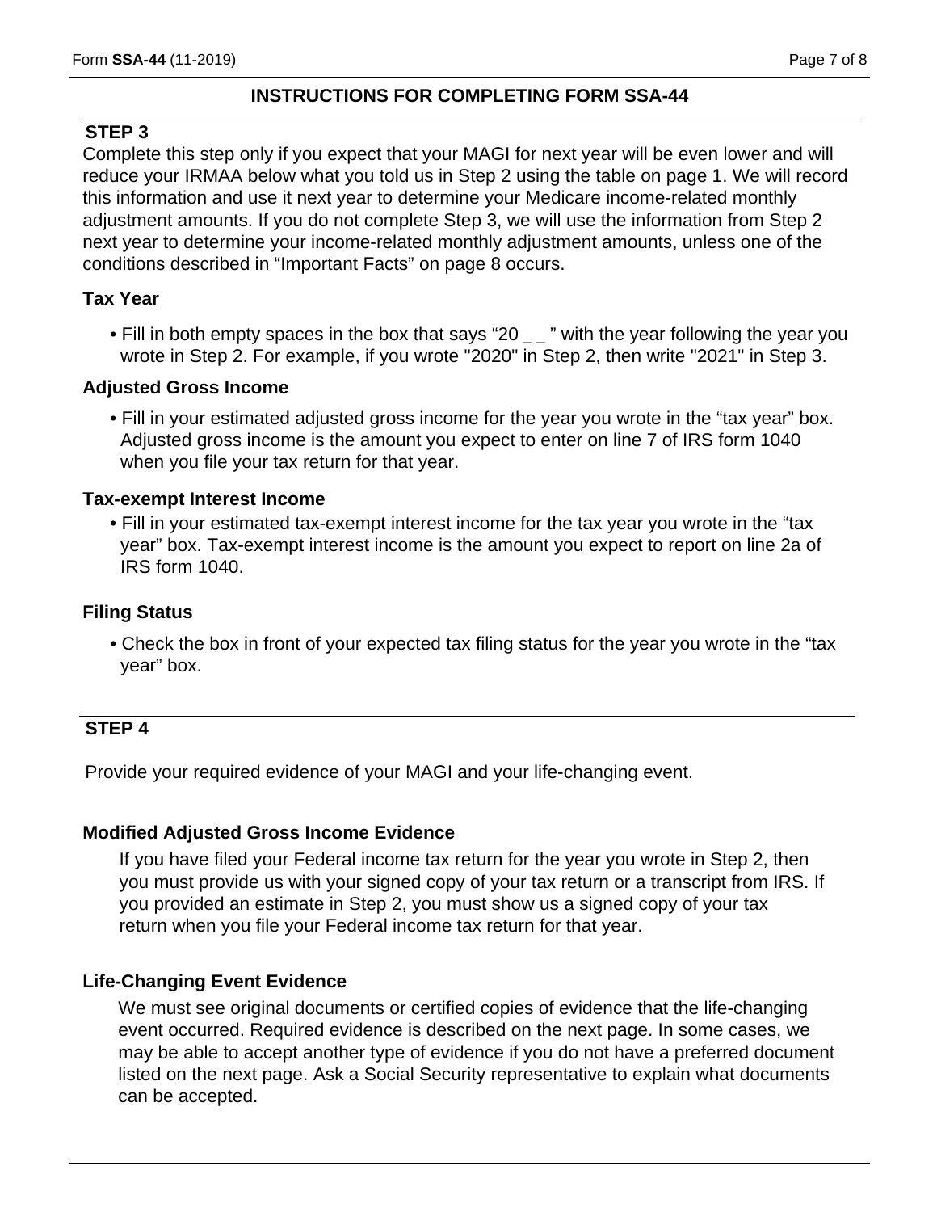## INSTRUCTIONS FOR COMPLETING FORM SSA-44

### STEP 3

Complete this step only if you expect that your MAGI for next year will be even lower and will reduce your IRMAA below what you told us in Step 2 using the table on page 1. We will record this information and use it next year to determine your Medicare income-related monthly adjustment amounts. If you do not complete Step 3, we will use the information from Step 2 next year to determine your income-related monthly adjustment amounts, unless one of the conditions described in “Important Facts” on page 8 occurs.

**Tax Year**

- Fill in both empty spaces in the box that says “20 _ _ ” with the year following the year you wrote in Step 2. For example, if you wrote "2020" in Step 2, then write "2021" in Step 3.

**Adjusted Gross Income**

- Fill in your estimated adjusted gross income for the year you wrote in the “tax year” box. Adjusted gross income is the amount you expect to enter on line 7 of IRS form 1040 when you file your tax return for that year.

**Tax-exempt Interest Income**

- Fill in your estimated tax-exempt interest income for the tax year you wrote in the “tax year” box. Tax-exempt interest income is the amount you expect to report on line 2a of IRS form 1040.

**Filing Status**

- Check the box in front of your expected tax filing status for the year you wrote in the “tax year” box.

### STEP 4

Provide your required evidence of your MAGI and your life-changing event.

**Modified Adjusted Gross Income Evidence**

If you have filed your Federal income tax return for the year you wrote in Step 2, then you must provide us with your signed copy of your tax return or a transcript from IRS. If you provided an estimate in Step 2, you must show us a signed copy of your tax return when you file your Federal income tax return for that year.

**Life-Changing Event Evidence**

We must see original documents or certified copies of evidence that the life-changing event occurred. Required evidence is described on the next page. In some cases, we may be able to accept another type of evidence if you do not have a preferred document listed on the next page. Ask a Social Security representative to explain what documents can be accepted.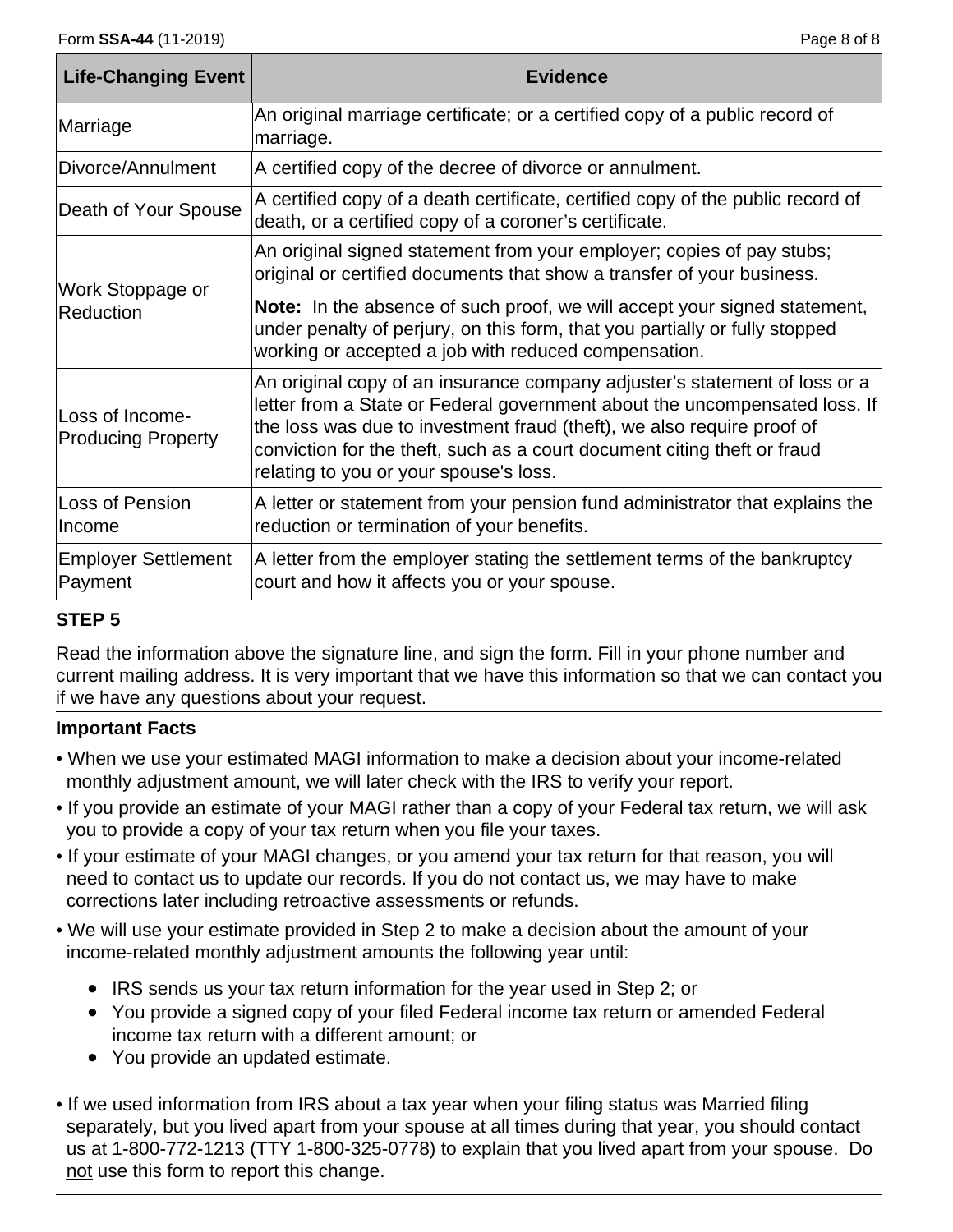| Life-Changing Event | Evidence |
|---|---|
| Marriage | An original marriage certificate; or a certified copy of a public record of marriage. |
| Divorce/Annulment | A certified copy of the decree of divorce or annulment. |
| Death of Your Spouse | A certified copy of a death certificate, certified copy of the public record of death, or a certified copy of a coroner's certificate. |
| Work Stoppage or Reduction | An original signed statement from your employer; copies of pay stubs; original or certified documents that show a transfer of your business.<br><br>**Note:** In the absence of such proof, we will accept your signed statement, under penalty of perjury, on this form, that you partially or fully stopped working or accepted a job with reduced compensation. |
| Loss of Income-Producing Property | An original copy of an insurance company adjuster's statement of loss or a letter from a State or Federal government about the uncompensated loss. If the loss was due to investment fraud (theft), we also require proof of conviction for the theft, such as a court document citing theft or fraud relating to you or your spouse's loss. |
| Loss of Pension Income | A letter or statement from your pension fund administrator that explains the reduction or termination of your benefits. |
| Employer Settlement Payment | A letter from the employer stating the settlement terms of the bankruptcy court and how it affects you or your spouse. |

### STEP 5

Read the information above the signature line, and sign the form. Fill in your phone number and current mailing address. It is very important that we have this information so that we can contact you if we have any questions about your request.

### Important Facts

- When we use your estimated MAGI information to make a decision about your income-related monthly adjustment amount, we will later check with the IRS to verify your report.
- If you provide an estimate of your MAGI rather than a copy of your Federal tax return, we will ask you to provide a copy of your tax return when you file your taxes.
- If your estimate of your MAGI changes, or you amend your tax return for that reason, you will need to contact us to update our records. If you do not contact us, we may have to make corrections later including retroactive assessments or refunds.
- We will use your estimate provided in Step 2 to make a decision about the amount of your income-related monthly adjustment amounts the following year until:
  - IRS sends us your tax return information for the year used in Step 2; or
  - You provide a signed copy of your filed Federal income tax return or amended Federal income tax return with a different amount; or
  - You provide an updated estimate.
- If we used information from IRS about a tax year when your filing status was Married filing separately, but you lived apart from your spouse at all times during that year, you should contact us at 1-800-772-1213 (TTY 1-800-325-0778) to explain that you lived apart from your spouse. Do not use this form to report this change.